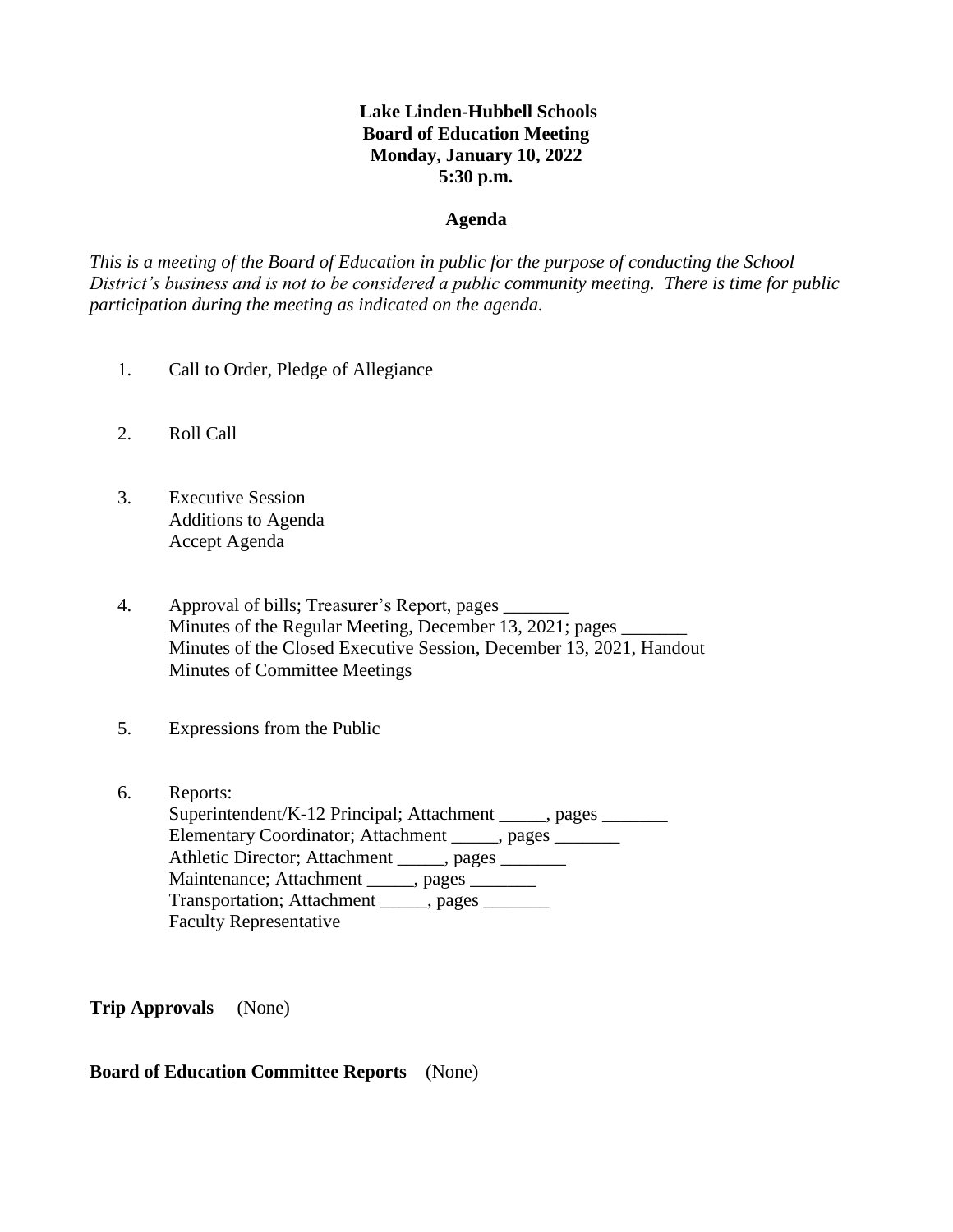**Lake Linden-Hubbell Schools**
**Board of Education Meeting**
**Monday, January 10, 2022**
**5:30 p.m.**

**Agenda**

*This is a meeting of the Board of Education in public for the purpose of conducting the School District's business and is not to be considered a public community meeting. There is time for public participation during the meeting as indicated on the agenda.*

1. Call to Order, Pledge of Allegiance

2. Roll Call

3. Executive Session
   Additions to Agenda
   Accept Agenda

4. Approval of bills; Treasurer's Report, pages _______
   Minutes of the Regular Meeting, December 13, 2021; pages _______
   Minutes of the Closed Executive Session, December 13, 2021, Handout
   Minutes of Committee Meetings

5. Expressions from the Public

6. Reports:
   Superintendent/K-12 Principal; Attachment _____, pages _______
   Elementary Coordinator; Attachment _____, pages _______
   Athletic Director; Attachment _____, pages _______
   Maintenance; Attachment _____, pages _______
   Transportation; Attachment _____, pages _______
   Faculty Representative

**Trip Approvals** (None)

**Board of Education Committee Reports** (None)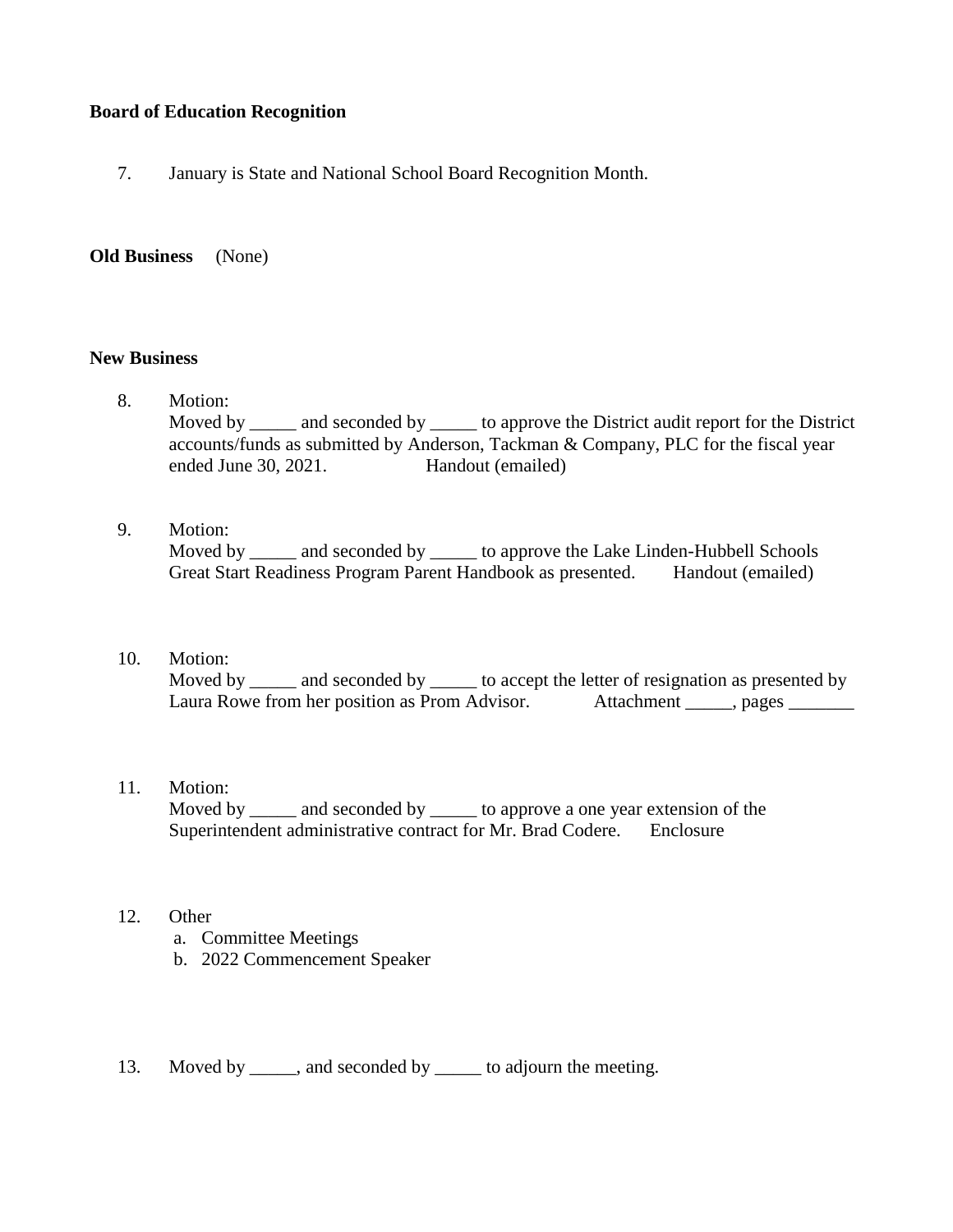**Board of Education Recognition**

7. January is State and National School Board Recognition Month.

**Old Business** (None)

**New Business**

8. Motion:
   Moved by _____ and seconded by _____ to approve the District audit report for the District accounts/funds as submitted by Anderson, Tackman & Company, PLC for the fiscal year ended June 30, 2021. Handout (emailed)

9. Motion:
   Moved by _____ and seconded by _____ to approve the Lake Linden-Hubbell Schools Great Start Readiness Program Parent Handbook as presented. Handout (emailed)

10. Motion:
    Moved by _____ and seconded by _____ to accept the letter of resignation as presented by Laura Rowe from her position as Prom Advisor. Attachment _____, pages _______

11. Motion:
    Moved by _____ and seconded by _____ to approve a one year extension of the Superintendent administrative contract for Mr. Brad Codere. Enclosure

12. Other
    a. Committee Meetings
    b. 2022 Commencement Speaker

13. Moved by _____, and seconded by _____ to adjourn the meeting.